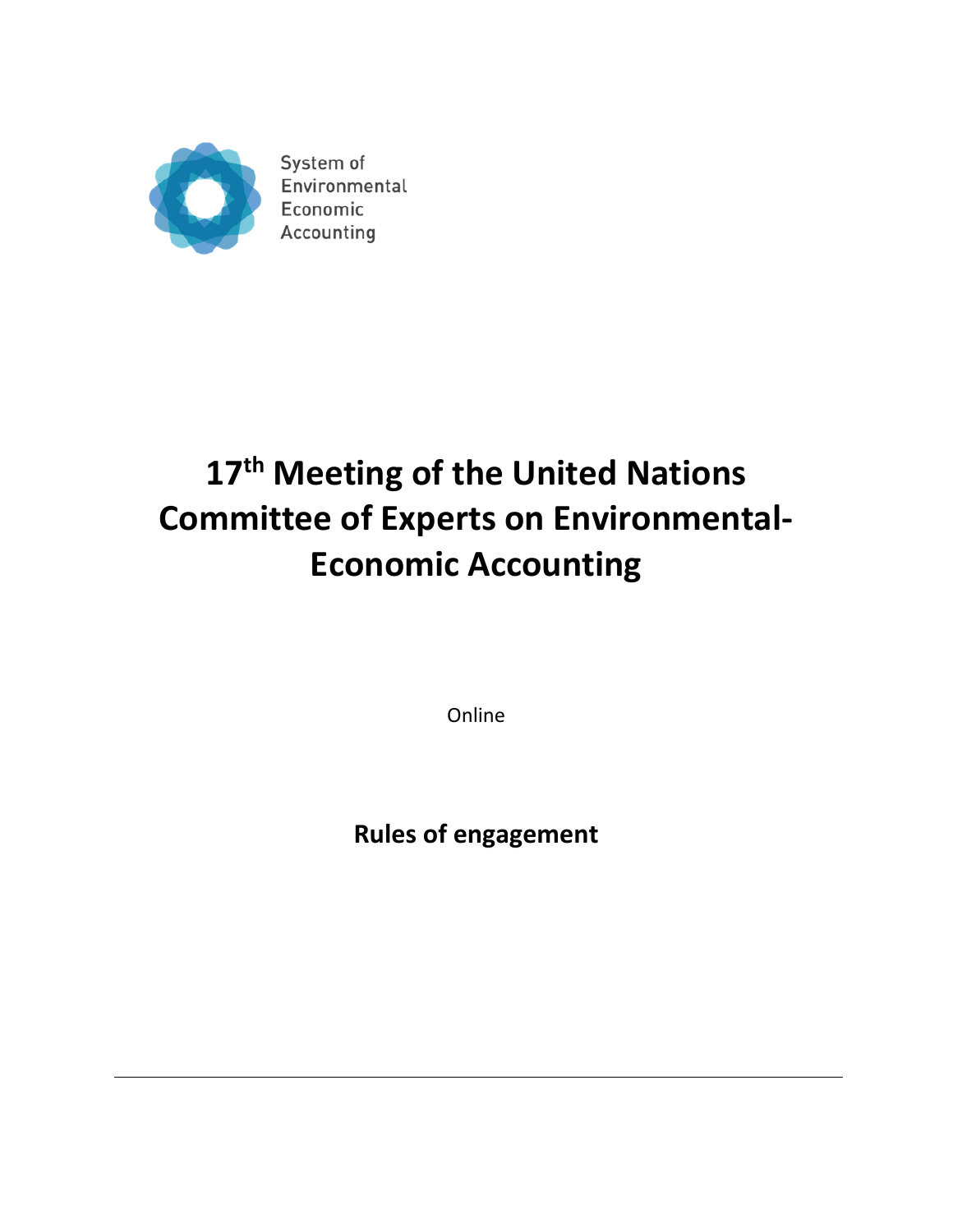System of Environmental Economic Accounting

# 17th Meeting of the United Nations Committee of Experts on Environmental-Economic Accounting

Online

## Rules of engagement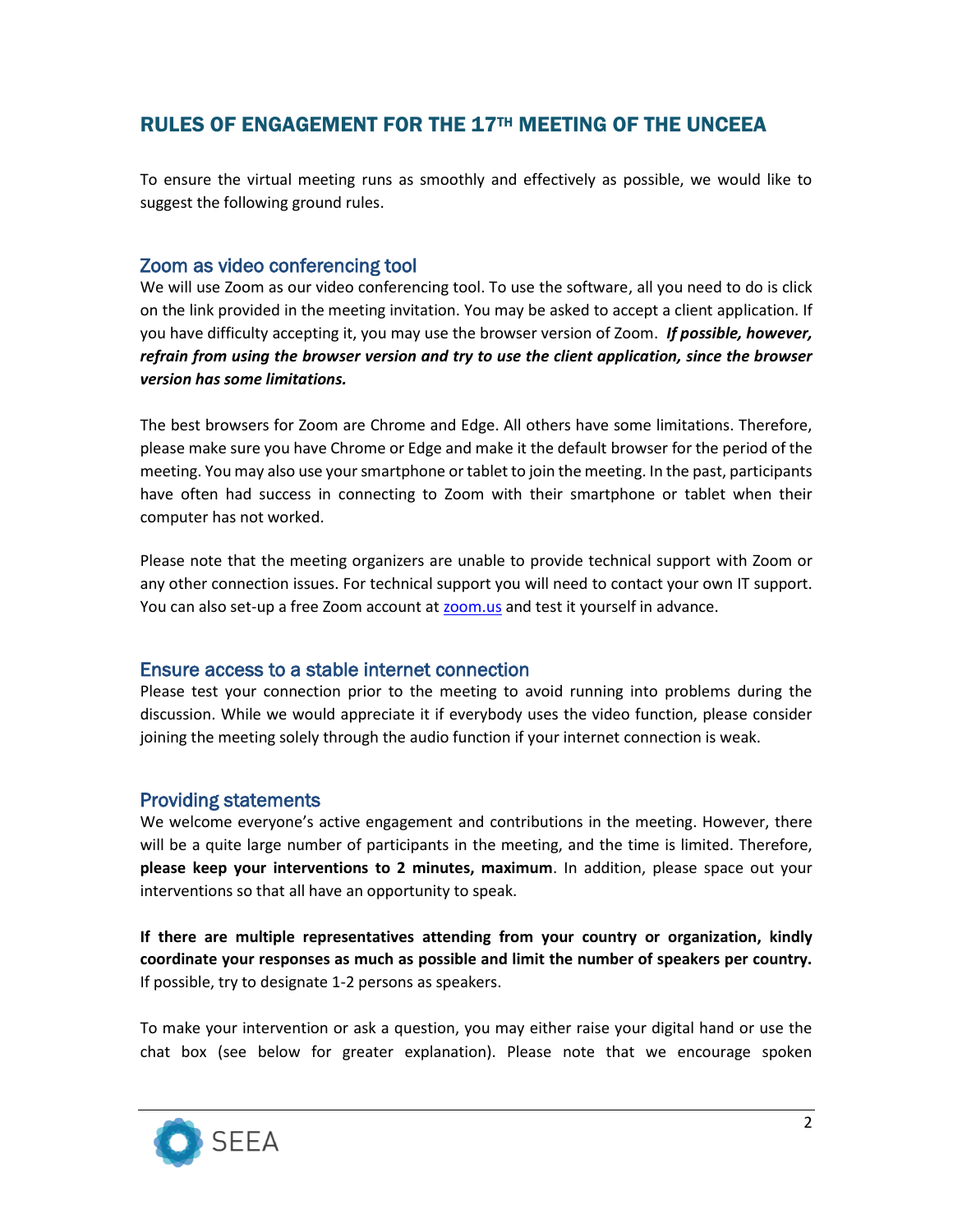## RULES OF ENGAGEMENT FOR THE 17TH MEETING OF THE UNCEEA

To ensure the virtual meeting runs as smoothly and effectively as possible, we would like to suggest the following ground rules.

### Zoom as video conferencing tool

We will use Zoom as our video conferencing tool. To use the software, all you need to do is click on the link provided in the meeting invitation. You may be asked to accept a client application. If you have difficulty accepting it, you may use the browser version of Zoom. ***If possible, however, refrain from using the browser version and try to use the client application, since the browser version has some limitations.***

The best browsers for Zoom are Chrome and Edge. All others have some limitations. Therefore, please make sure you have Chrome or Edge and make it the default browser for the period of the meeting. You may also use your smartphone or tablet to join the meeting. In the past, participants have often had success in connecting to Zoom with their smartphone or tablet when their computer has not worked.

Please note that the meeting organizers are unable to provide technical support with Zoom or any other connection issues. For technical support you will need to contact your own IT support. You can also set-up a free Zoom account at [zoom.us](https://zoom.us) and test it yourself in advance.

### Ensure access to a stable internet connection

Please test your connection prior to the meeting to avoid running into problems during the discussion. While we would appreciate it if everybody uses the video function, please consider joining the meeting solely through the audio function if your internet connection is weak.

### Providing statements

We welcome everyone's active engagement and contributions in the meeting. However, there will be a quite large number of participants in the meeting, and the time is limited. Therefore, **please keep your interventions to 2 minutes, maximum**. In addition, please space out your interventions so that all have an opportunity to speak.

**If there are multiple representatives attending from your country or organization, kindly coordinate your responses as much as possible and limit the number of speakers per country.** If possible, try to designate 1-2 persons as speakers.

To make your intervention or ask a question, you may either raise your digital hand or use the chat box (see below for greater explanation). Please note that we encourage spoken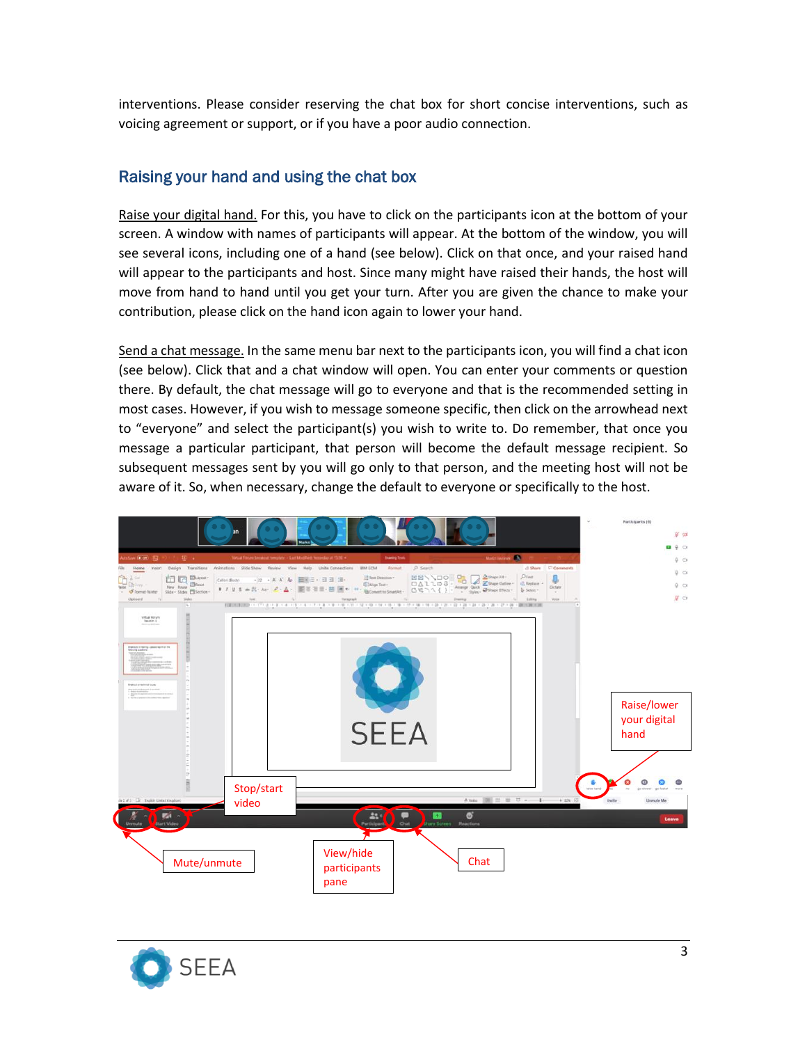interventions. Please consider reserving the chat box for short concise interventions, such as voicing agreement or support, or if you have a poor audio connection.

## Raising your hand and using the chat box

Raise your digital hand. For this, you have to click on the participants icon at the bottom of your screen. A window with names of participants will appear. At the bottom of the window, you will see several icons, including one of a hand (see below). Click on that once, and your raised hand will appear to the participants and host. Since many might have raised their hands, the host will move from hand to hand until you get your turn. After you are given the chance to make your contribution, please click on the hand icon again to lower your hand.

Send a chat message. In the same menu bar next to the participants icon, you will find a chat icon (see below). Click that and a chat window will open. You can enter your comments or question there. By default, the chat message will go to everyone and that is the recommended setting in most cases. However, if you wish to message someone specific, then click on the arrowhead next to "everyone" and select the participant(s) you wish to write to. Do remember, that once you message a particular participant, that person will become the default message recipient. So subsequent messages sent by you will go only to that person, and the meeting host will not be aware of it. So, when necessary, change the default to everyone or specifically to the host.

Raise/lower your digital hand

Stop/start video

Mute/unmute

View/hide participants pane

Chat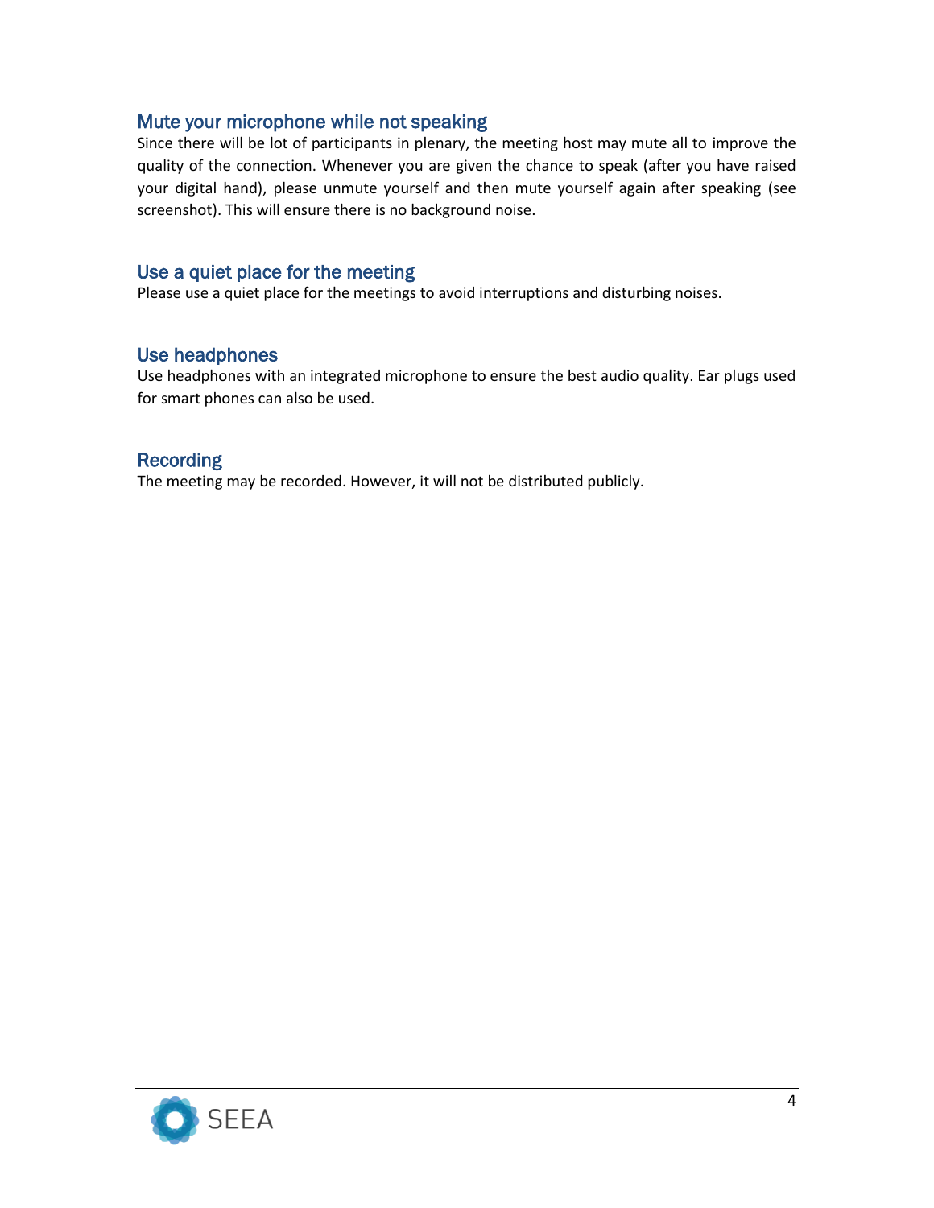## Mute your microphone while not speaking

Since there will be lot of participants in plenary, the meeting host may mute all to improve the quality of the connection. Whenever you are given the chance to speak (after you have raised your digital hand), please unmute yourself and then mute yourself again after speaking (see screenshot). This will ensure there is no background noise.

## Use a quiet place for the meeting

Please use a quiet place for the meetings to avoid interruptions and disturbing noises.

## Use headphones

Use headphones with an integrated microphone to ensure the best audio quality. Ear plugs used for smart phones can also be used.

## Recording

The meeting may be recorded. However, it will not be distributed publicly.